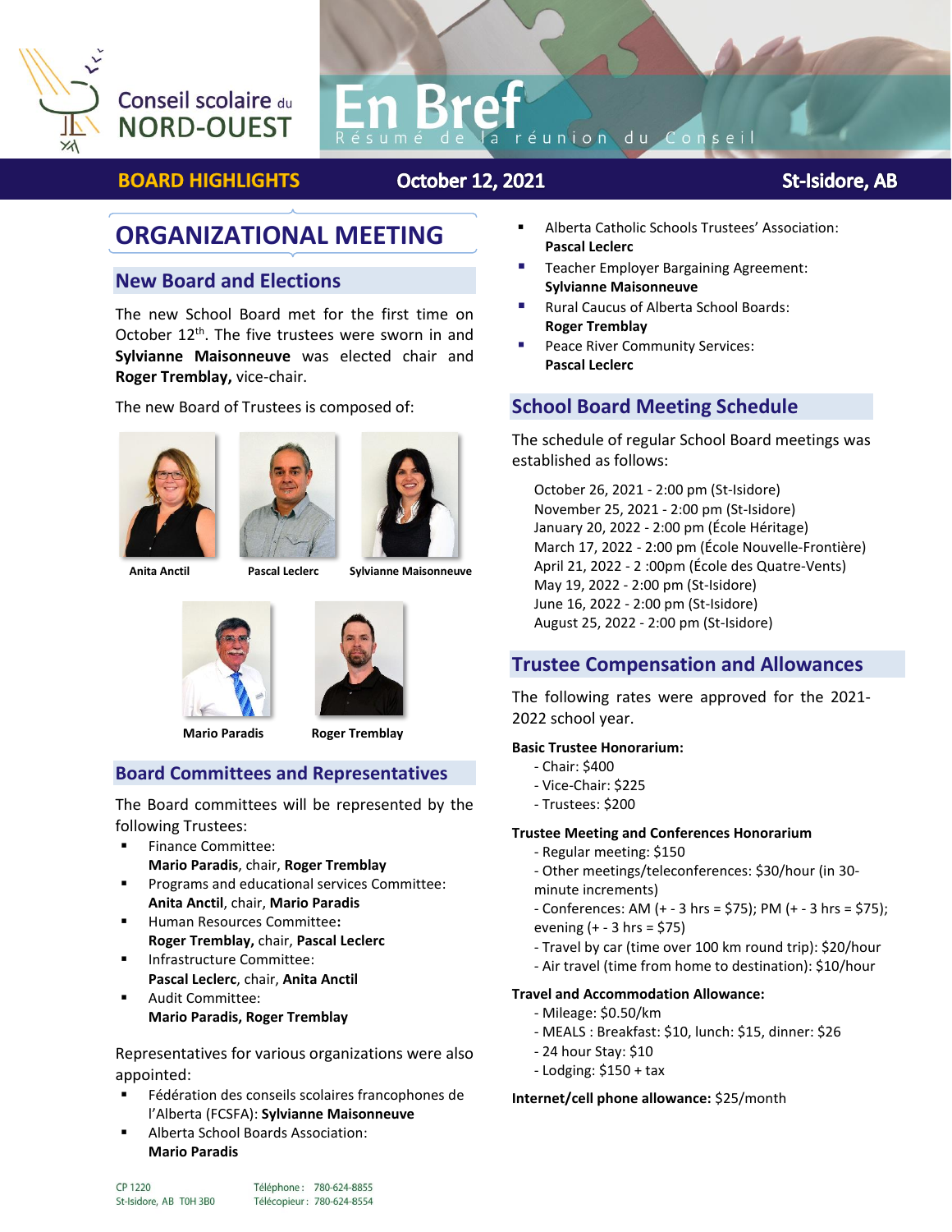Conseil scolaire du NORD-OUEST

# En Bref

Résumé de la réunion du Conseil

**BOARD HIGHLIGHTS** — October 12, 2021 — St-Isidore, AB

# ORGANIZATIONAL MEETING

## New Board and Elections

The new School Board met for the first time on October 12th. The five trustees were sworn in and **Sylvianne Maisonneuve** was elected chair and **Roger Tremblay,** vice-chair.

The new Board of Trustees is composed of:

**Anita Anctil**

**Pascal Leclerc**

**Sylvianne Maisonneuve**

**Mario Paradis**

**Roger Tremblay**

## Board Committees and Representatives

The Board committees will be represented by the following Trustees:

- Finance Committee:
  **Mario Paradis**, chair, **Roger Tremblay**
- Programs and educational services Committee:
  **Anita Anctil**, chair, **Mario Paradis**
- Human Resources Committee**:**
  **Roger Tremblay,** chair, **Pascal Leclerc**
- Infrastructure Committee:
  **Pascal Leclerc**, chair, **Anita Anctil**
- Audit Committee:
  **Mario Paradis, Roger Tremblay**

Representatives for various organizations were also appointed:

- Fédération des conseils scolaires francophones de l'Alberta (FCSFA): **Sylvianne Maisonneuve**
- Alberta School Boards Association:
  **Mario Paradis**
- Alberta Catholic Schools Trustees' Association:
  **Pascal Leclerc**
- Teacher Employer Bargaining Agreement:
  **Sylvianne Maisonneuve**
- Rural Caucus of Alberta School Boards:
  **Roger Tremblay**
- Peace River Community Services:
  **Pascal Leclerc**

## School Board Meeting Schedule

The schedule of regular School Board meetings was established as follows:

October 26, 2021 - 2:00 pm (St-Isidore)
November 25, 2021 - 2:00 pm (St-Isidore)
January 20, 2022 - 2:00 pm (École Héritage)
March 17, 2022 - 2:00 pm (École Nouvelle-Frontière)
April 21, 2022 - 2 :00pm (École des Quatre-Vents)
May 19, 2022 - 2:00 pm (St-Isidore)
June 16, 2022 - 2:00 pm (St-Isidore)
August 25, 2022 - 2:00 pm (St-Isidore)

## Trustee Compensation and Allowances

The following rates were approved for the 2021-2022 school year.

**Basic Trustee Honorarium:**

- Chair: $400
- Vice-Chair: $225
- Trustees: $200

**Trustee Meeting and Conferences Honorarium**

- Regular meeting: $150
- Other meetings/teleconferences: $30/hour (in 30-minute increments)
- Conferences: AM (+ - 3 hrs = $75); PM (+ - 3 hrs = $75); evening (+ - 3 hrs = $75)
- Travel by car (time over 100 km round trip): $20/hour
- Air travel (time from home to destination): $10/hour

**Travel and Accommodation Allowance:**

- Mileage: $0.50/km
- MEALS : Breakfast: $10, lunch: $15, dinner: $26
- 24 hour Stay: $10
- Lodging: $150 + tax

**Internet/cell phone allowance:** $25/month

CP 1220
St-Isidore, AB T0H 3B0

Téléphone : 780-624-8855
Télécopieur : 780-624-8554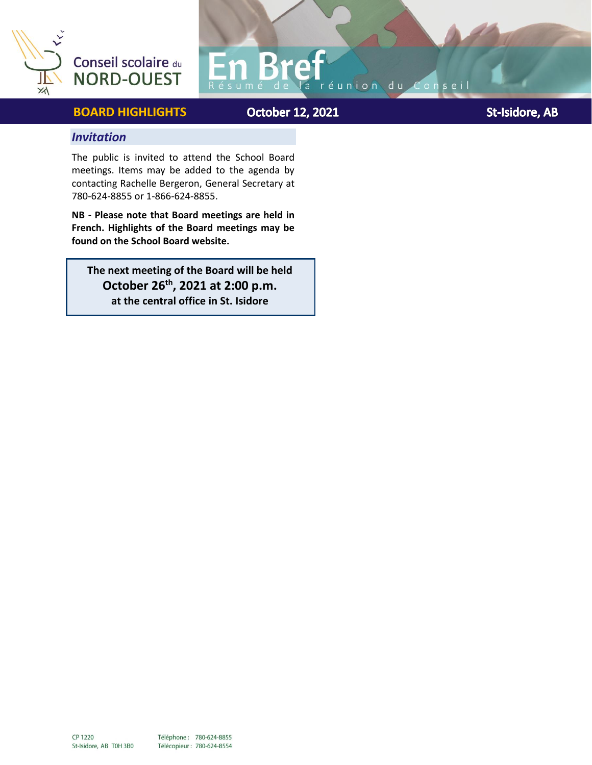Conseil scolaire du NORD-OUEST

# En Bref

Résumé de la réunion du Conseil

**BOARD HIGHLIGHTS** **October 12, 2021** **St-Isidore, AB**

## *Invitation*

The public is invited to attend the School Board meetings. Items may be added to the agenda by contacting Rachelle Bergeron, General Secretary at 780-624-8855 or 1-866-624-8855.

**NB - Please note that Board meetings are held in French. Highlights of the Board meetings may be found on the School Board website.**

**The next meeting of the Board will be held**
**October 26th, 2021 at 2:00 p.m.**
**at the central office in St. Isidore**

CP 1220
St-Isidore, AB T0H 3B0

Téléphone : 780-624-8855
Télécopieur : 780-624-8554